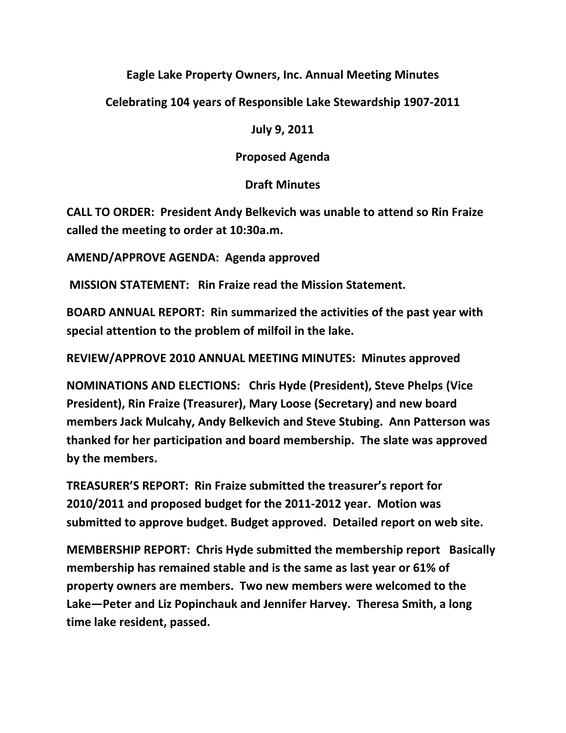# Eagle Lake Property Owners, Inc. Annual Meeting Minutes

## Celebrating 104 years of Responsible Lake Stewardship 1907-2011

## July 9, 2011

## Proposed Agenda

## Draft Minutes

**CALL TO ORDER: President Andy Belkevich was unable to attend so Rin Fraize called the meeting to order at 10:30a.m.**

**AMEND/APPROVE AGENDA: Agenda approved**

**MISSION STATEMENT: Rin Fraize read the Mission Statement.**

**BOARD ANNUAL REPORT: Rin summarized the activities of the past year with special attention to the problem of milfoil in the lake.**

**REVIEW/APPROVE 2010 ANNUAL MEETING MINUTES: Minutes approved**

**NOMINATIONS AND ELECTIONS: Chris Hyde (President), Steve Phelps (Vice President), Rin Fraize (Treasurer), Mary Loose (Secretary) and new board members Jack Mulcahy, Andy Belkevich and Steve Stubing. Ann Patterson was thanked for her participation and board membership. The slate was approved by the members.**

**TREASURER'S REPORT: Rin Fraize submitted the treasurer's report for 2010/2011 and proposed budget for the 2011-2012 year. Motion was submitted to approve budget. Budget approved. Detailed report on web site.**

**MEMBERSHIP REPORT: Chris Hyde submitted the membership report Basically membership has remained stable and is the same as last year or 61% of property owners are members. Two new members were welcomed to the Lake—Peter and Liz Popinchauk and Jennifer Harvey. Theresa Smith, a long time lake resident, passed.**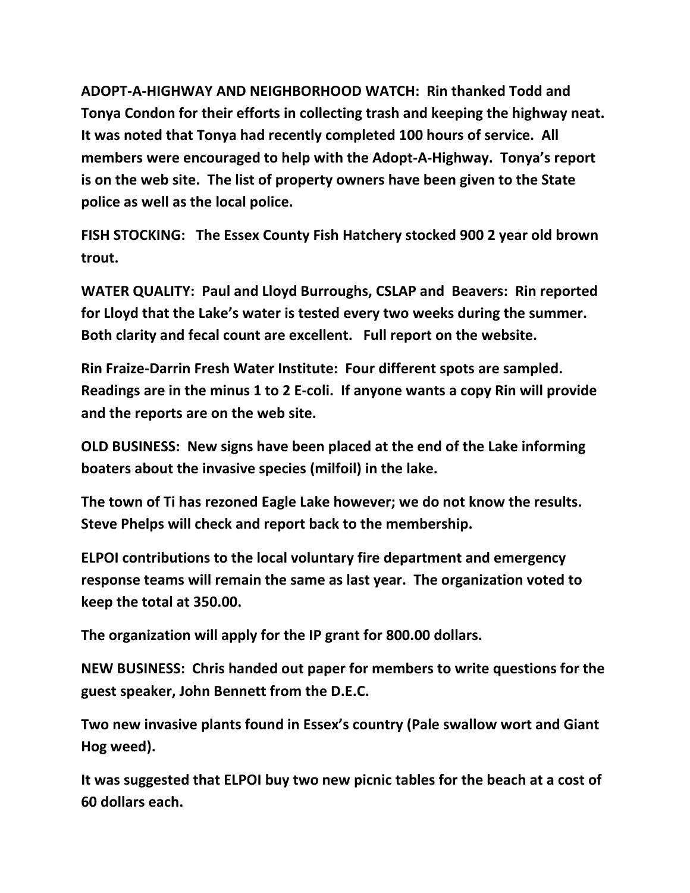**ADOPT-A-HIGHWAY AND NEIGHBORHOOD WATCH: Rin thanked Todd and Tonya Condon for their efforts in collecting trash and keeping the highway neat. It was noted that Tonya had recently completed 100 hours of service. All members were encouraged to help with the Adopt-A-Highway. Tonya's report is on the web site. The list of property owners have been given to the State police as well as the local police.**

**FISH STOCKING: The Essex County Fish Hatchery stocked 900 2 year old brown trout.**

**WATER QUALITY: Paul and Lloyd Burroughs, CSLAP and Beavers: Rin reported for Lloyd that the Lake's water is tested every two weeks during the summer. Both clarity and fecal count are excellent. Full report on the website.**

**Rin Fraize-Darrin Fresh Water Institute: Four different spots are sampled. Readings are in the minus 1 to 2 E-coli. If anyone wants a copy Rin will provide and the reports are on the web site.**

**OLD BUSINESS: New signs have been placed at the end of the Lake informing boaters about the invasive species (milfoil) in the lake.**

**The town of Ti has rezoned Eagle Lake however; we do not know the results. Steve Phelps will check and report back to the membership.**

**ELPOI contributions to the local voluntary fire department and emergency response teams will remain the same as last year. The organization voted to keep the total at 350.00.**

**The organization will apply for the IP grant for 800.00 dollars.**

**NEW BUSINESS: Chris handed out paper for members to write questions for the guest speaker, John Bennett from the D.E.C.**

**Two new invasive plants found in Essex's country (Pale swallow wort and Giant Hog weed).**

**It was suggested that ELPOI buy two new picnic tables for the beach at a cost of 60 dollars each.**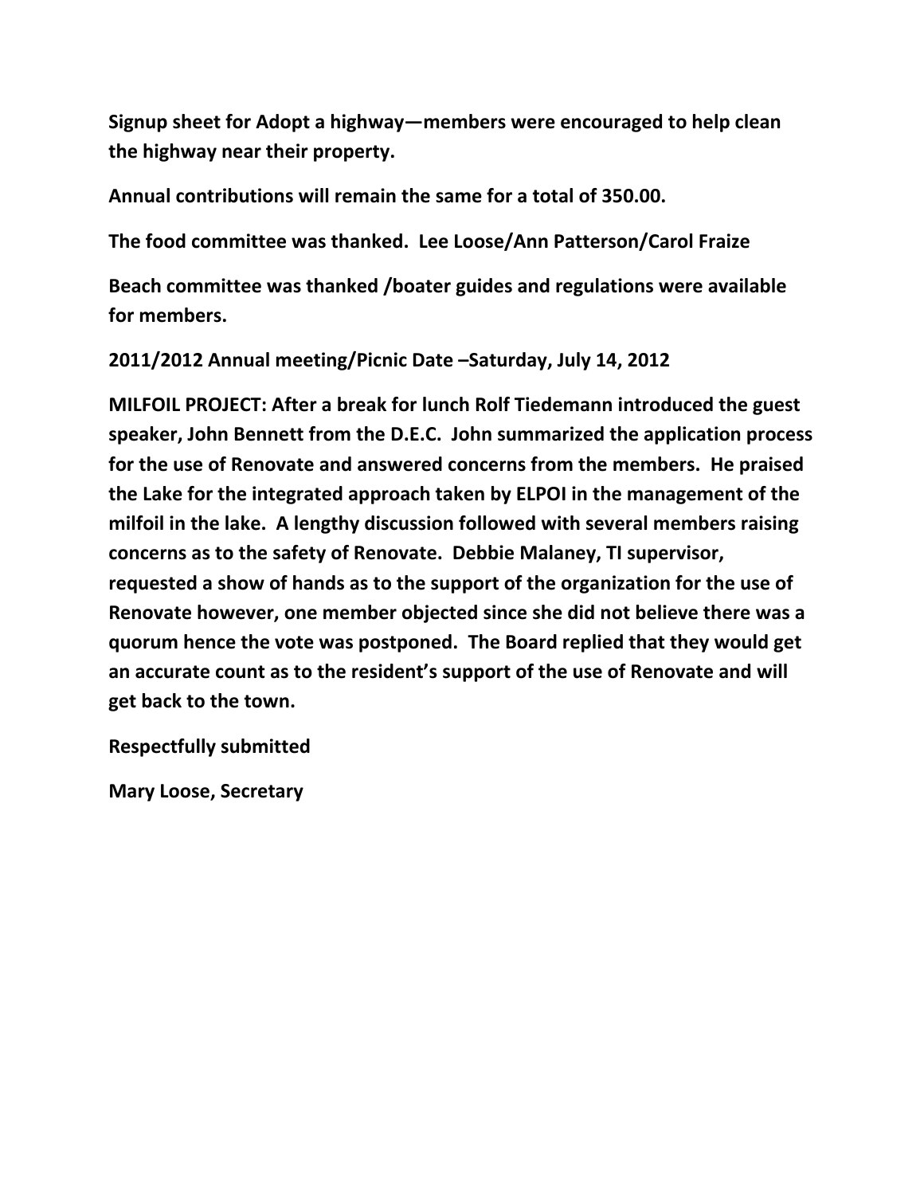**Signup sheet for Adopt a highway—members were encouraged to help clean the highway near their property.**

**Annual contributions will remain the same for a total of 350.00.**

**The food committee was thanked. Lee Loose/Ann Patterson/Carol Fraize**

**Beach committee was thanked /boater guides and regulations were available for members.**

**2011/2012 Annual meeting/Picnic Date –Saturday, July 14, 2012**

**MILFOIL PROJECT: After a break for lunch Rolf Tiedemann introduced the guest speaker, John Bennett from the D.E.C. John summarized the application process for the use of Renovate and answered concerns from the members. He praised the Lake for the integrated approach taken by ELPOI in the management of the milfoil in the lake. A lengthy discussion followed with several members raising concerns as to the safety of Renovate. Debbie Malaney, TI supervisor, requested a show of hands as to the support of the organization for the use of Renovate however, one member objected since she did not believe there was a quorum hence the vote was postponed. The Board replied that they would get an accurate count as to the resident's support of the use of Renovate and will get back to the town.**

**Respectfully submitted**

**Mary Loose, Secretary**